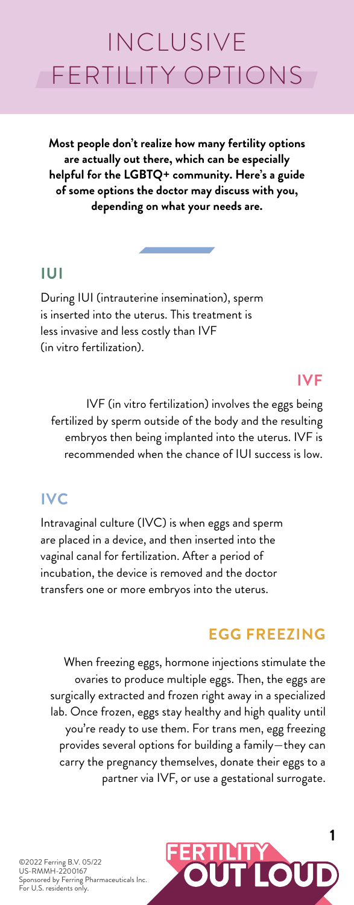# INCLUSIVE FERTILITY OPTIONS

**Most people don't realize how many fertility options are actually out there, which can be especially helpful for the LGBTQ+ community. Here's a guide of some options the doctor may discuss with you, depending on what your needs are.**

## IUI

During IUI (intrauterine insemination), sperm is inserted into the uterus. This treatment is less invasive and less costly than IVF (in vitro fertilization).

## IVF

IVF (in vitro fertilization) involves the eggs being fertilized by sperm outside of the body and the resulting embryos then being implanted into the uterus. IVF is recommended when the chance of IUI success is low.

## IVC

Intravaginal culture (IVC) is when eggs and sperm are placed in a device, and then inserted into the vaginal canal for fertilization. After a period of incubation, the device is removed and the doctor transfers one or more embryos into the uterus.

## EGG FREEZING

When freezing eggs, hormone injections stimulate the ovaries to produce multiple eggs. Then, the eggs are surgically extracted and frozen right away in a specialized lab. Once frozen, eggs stay healthy and high quality until you're ready to use them. For trans men, egg freezing provides several options for building a family—they can carry the pregnancy themselves, donate their eggs to a partner via IVF, or use a gestational surrogate.

©2022 Ferring B.V. 05/22
US-RMMH-2200167
Sponsored by Ferring Pharmaceuticals Inc.
For U.S. residents only.

FERTILITY OUT LOUD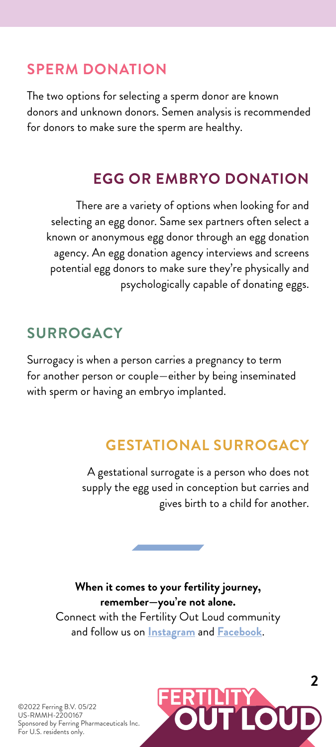## SPERM DONATION

The two options for selecting a sperm donor are known donors and unknown donors. Semen analysis is recommended for donors to make sure the sperm are healthy.

## EGG OR EMBRYO DONATION

There are a variety of options when looking for and selecting an egg donor. Same sex partners often select a known or anonymous egg donor through an egg donation agency. An egg donation agency interviews and screens potential egg donors to make sure they're physically and psychologically capable of donating eggs.

## SURROGACY

Surrogacy is when a person carries a pregnancy to term for another person or couple—either by being inseminated with sperm or having an embryo implanted.

## GESTATIONAL SURROGACY

A gestational surrogate is a person who does not supply the egg used in conception but carries and gives birth to a child for another.

**When it comes to your fertility journey, remember—you're not alone.**
Connect with the Fertility Out Loud community and follow us on **Instagram** and **Facebook**.

©2022 Ferring B.V. 05/22
US-RMMH-2200167
Sponsored by Ferring Pharmaceuticals Inc.
For U.S. residents only.

FERTILITY OUT LOUD